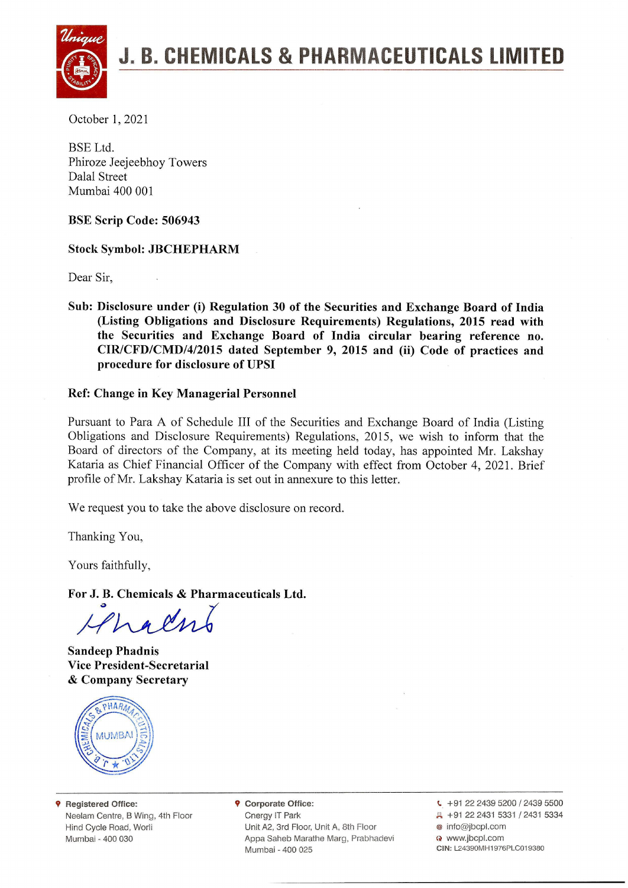# J. B. CHEMICALS & PHARMACEUTICALS LIMITED

October 1, 2021

BSE Ltd.
Phiroze Jeejeebhoy Towers
Dalal Street
Mumbai 400 001

**BSE Scrip Code: 506943**

**Stock Symbol: JBCHEPHARM**

Dear Sir,

**Sub: Disclosure under (i) Regulation 30 of the Securities and Exchange Board of India (Listing Obligations and Disclosure Requirements) Regulations, 2015 read with the Securities and Exchange Board of India circular bearing reference no. CIR/CFD/CMD/4/2015 dated September 9, 2015 and (ii) Code of practices and procedure for disclosure of UPSI**

**Ref: Change in Key Managerial Personnel**

Pursuant to Para A of Schedule III of the Securities and Exchange Board of India (Listing Obligations and Disclosure Requirements) Regulations, 2015, we wish to inform that the Board of directors of the Company, at its meeting held today, has appointed Mr. Lakshay Kataria as Chief Financial Officer of the Company with effect from October 4, 2021. Brief profile of Mr. Lakshay Kataria is set out in annexure to this letter.

We request you to take the above disclosure on record.

Thanking You,

Yours faithfully,

**For J. B. Chemicals & Pharmaceuticals Ltd.**

**Sandeep Phadnis**
**Vice President-Secretarial**
**& Company Secretary**

**Registered Office:**
Neelam Centre, B Wing, 4th Floor
Hind Cycle Road, Worli
Mumbai - 400 030

**Corporate Office:**
Cnergy IT Park
Unit A2, 3rd Floor, Unit A, 8th Floor
Appa Saheb Marathe Marg, Prabhadevi
Mumbai - 400 025

+91 22 2439 5200 / 2439 5500
+91 22 2431 5331 / 2431 5334
info@jbcpl.com
www.jbcpl.com
**CIN:** L24390MH1976PLC019380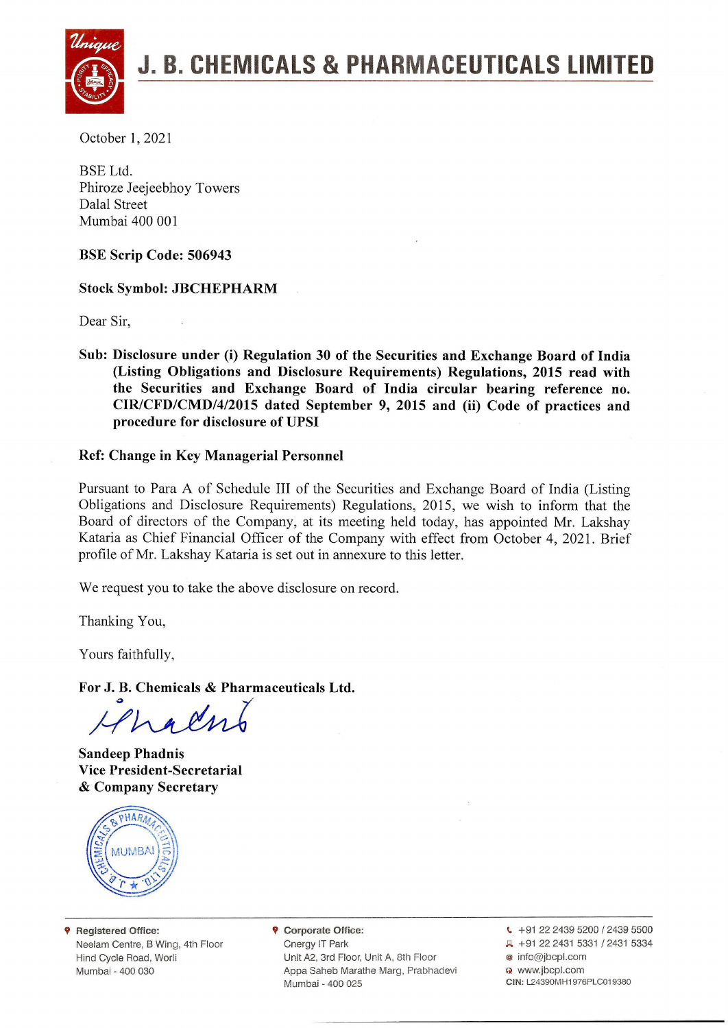# J. B. CHEMICALS & PHARMACEUTICALS LIMITED

October 1, 2021

BSE Ltd.
Phiroze Jeejeebhoy Towers
Dalal Street
Mumbai 400 001

**BSE Scrip Code: 506943**

**Stock Symbol: JBCHEPHARM**

Dear Sir,

**Sub: Disclosure under (i) Regulation 30 of the Securities and Exchange Board of India (Listing Obligations and Disclosure Requirements) Regulations, 2015 read with the Securities and Exchange Board of India circular bearing reference no. CIR/CFD/CMD/4/2015 dated September 9, 2015 and (ii) Code of practices and procedure for disclosure of UPSI**

**Ref: Change in Key Managerial Personnel**

Pursuant to Para A of Schedule III of the Securities and Exchange Board of India (Listing Obligations and Disclosure Requirements) Regulations, 2015, we wish to inform that the Board of directors of the Company, at its meeting held today, has appointed Mr. Lakshay Kataria as Chief Financial Officer of the Company with effect from October 4, 2021. Brief profile of Mr. Lakshay Kataria is set out in annexure to this letter.

We request you to take the above disclosure on record.

Thanking You,

Yours faithfully,

**For J. B. Chemicals & Pharmaceuticals Ltd.**

**Sandeep Phadnis**
**Vice President-Secretarial**
**& Company Secretary**

**Registered Office:**
Neelam Centre, B Wing, 4th Floor
Hind Cycle Road, Worli
Mumbai - 400 030

**Corporate Office:**
Cnergy IT Park
Unit A2, 3rd Floor, Unit A, 8th Floor
Appa Saheb Marathe Marg, Prabhadevi
Mumbai - 400 025

+91 22 2439 5200 / 2439 5500
+91 22 2431 5331 / 2431 5334
info@jbcpl.com
www.jbcpl.com
**CIN:** L24390MH1976PLC019380